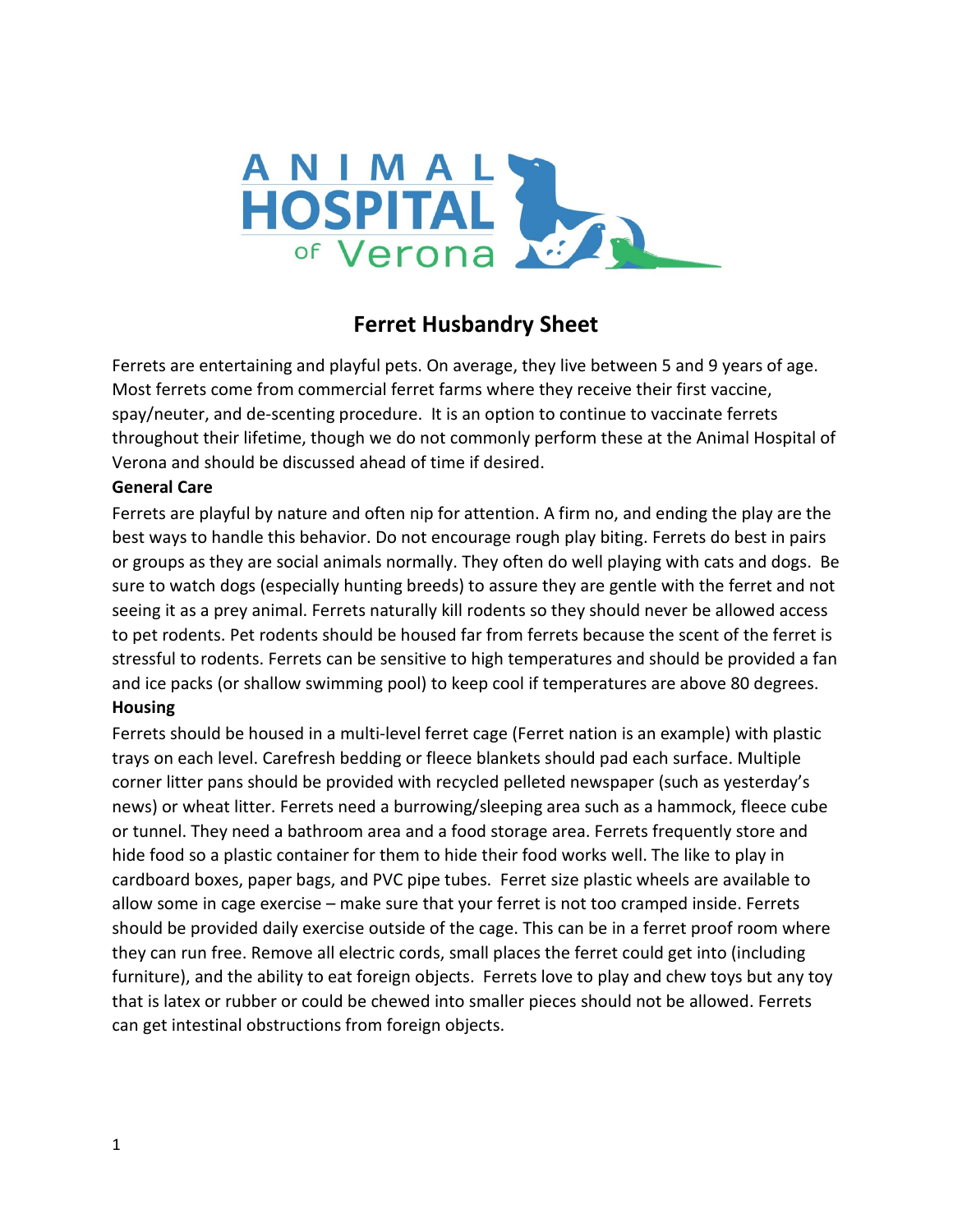# Ferret Husbandry Sheet

Ferrets are entertaining and playful pets. On average, they live between 5 and 9 years of age. Most ferrets come from commercial ferret farms where they receive their first vaccine, spay/neuter, and de-scenting procedure. It is an option to continue to vaccinate ferrets throughout their lifetime, though we do not commonly perform these at the Animal Hospital of Verona and should be discussed ahead of time if desired.

**General Care**

Ferrets are playful by nature and often nip for attention. A firm no, and ending the play are the best ways to handle this behavior. Do not encourage rough play biting. Ferrets do best in pairs or groups as they are social animals normally. They often do well playing with cats and dogs. Be sure to watch dogs (especially hunting breeds) to assure they are gentle with the ferret and not seeing it as a prey animal. Ferrets naturally kill rodents so they should never be allowed access to pet rodents. Pet rodents should be housed far from ferrets because the scent of the ferret is stressful to rodents. Ferrets can be sensitive to high temperatures and should be provided a fan and ice packs (or shallow swimming pool) to keep cool if temperatures are above 80 degrees.

**Housing**

Ferrets should be housed in a multi-level ferret cage (Ferret nation is an example) with plastic trays on each level. Carefresh bedding or fleece blankets should pad each surface. Multiple corner litter pans should be provided with recycled pelleted newspaper (such as yesterday's news) or wheat litter. Ferrets need a burrowing/sleeping area such as a hammock, fleece cube or tunnel. They need a bathroom area and a food storage area. Ferrets frequently store and hide food so a plastic container for them to hide their food works well. The like to play in cardboard boxes, paper bags, and PVC pipe tubes. Ferret size plastic wheels are available to allow some in cage exercise – make sure that your ferret is not too cramped inside. Ferrets should be provided daily exercise outside of the cage. This can be in a ferret proof room where they can run free. Remove all electric cords, small places the ferret could get into (including furniture), and the ability to eat foreign objects. Ferrets love to play and chew toys but any toy that is latex or rubber or could be chewed into smaller pieces should not be allowed. Ferrets can get intestinal obstructions from foreign objects.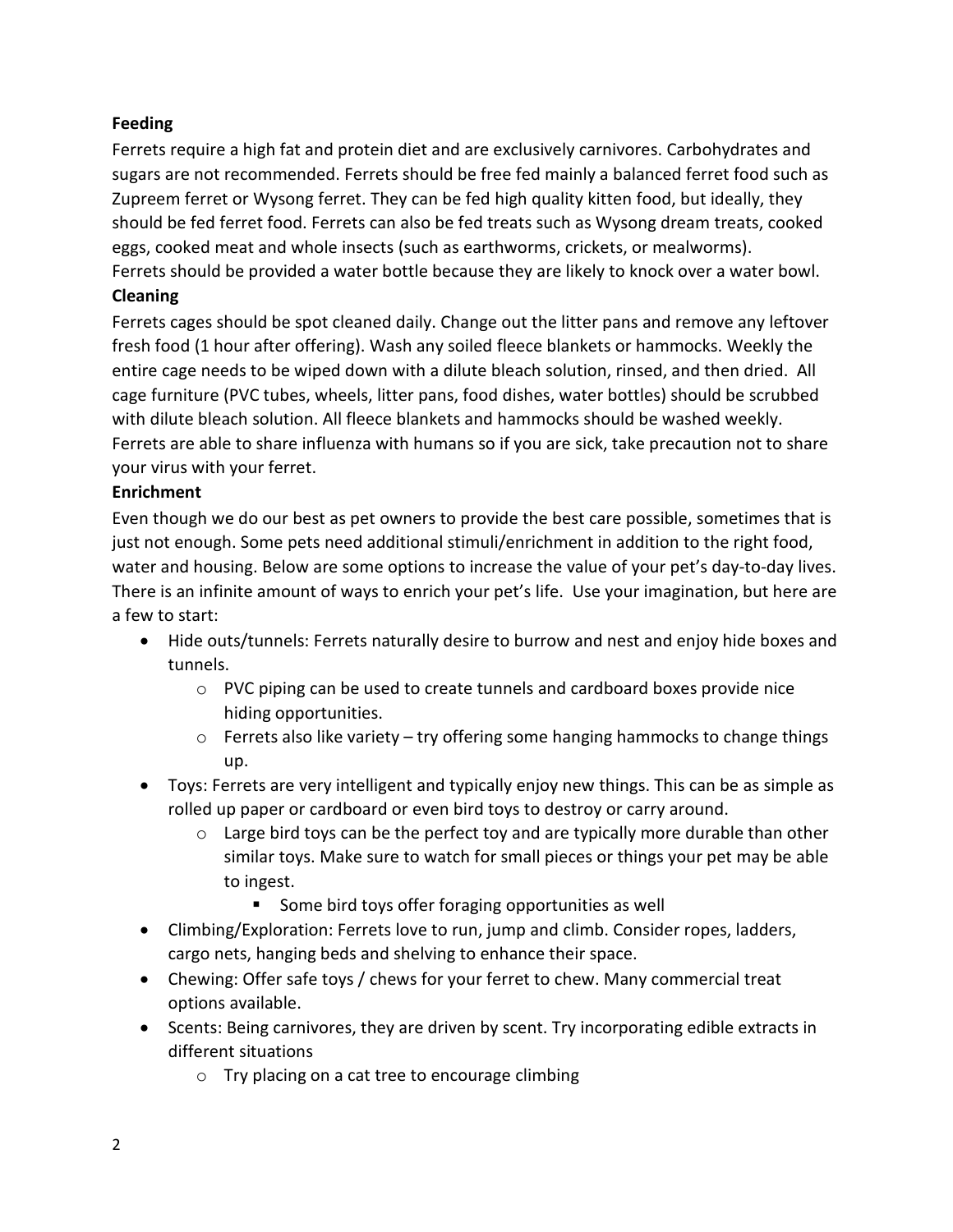**Feeding**

Ferrets require a high fat and protein diet and are exclusively carnivores. Carbohydrates and sugars are not recommended. Ferrets should be free fed mainly a balanced ferret food such as Zupreem ferret or Wysong ferret. They can be fed high quality kitten food, but ideally, they should be fed ferret food. Ferrets can also be fed treats such as Wysong dream treats, cooked eggs, cooked meat and whole insects (such as earthworms, crickets, or mealworms). Ferrets should be provided a water bottle because they are likely to knock over a water bowl.

**Cleaning**

Ferrets cages should be spot cleaned daily. Change out the litter pans and remove any leftover fresh food (1 hour after offering). Wash any soiled fleece blankets or hammocks. Weekly the entire cage needs to be wiped down with a dilute bleach solution, rinsed, and then dried. All cage furniture (PVC tubes, wheels, litter pans, food dishes, water bottles) should be scrubbed with dilute bleach solution. All fleece blankets and hammocks should be washed weekly. Ferrets are able to share influenza with humans so if you are sick, take precaution not to share your virus with your ferret.

**Enrichment**

Even though we do our best as pet owners to provide the best care possible, sometimes that is just not enough. Some pets need additional stimuli/enrichment in addition to the right food, water and housing. Below are some options to increase the value of your pet's day-to-day lives. There is an infinite amount of ways to enrich your pet's life. Use your imagination, but here are a few to start:

- Hide outs/tunnels: Ferrets naturally desire to burrow and nest and enjoy hide boxes and tunnels.
  - PVC piping can be used to create tunnels and cardboard boxes provide nice hiding opportunities.
  - Ferrets also like variety – try offering some hanging hammocks to change things up.
- Toys: Ferrets are very intelligent and typically enjoy new things. This can be as simple as rolled up paper or cardboard or even bird toys to destroy or carry around.
  - Large bird toys can be the perfect toy and are typically more durable than other similar toys. Make sure to watch for small pieces or things your pet may be able to ingest.
    - Some bird toys offer foraging opportunities as well
- Climbing/Exploration: Ferrets love to run, jump and climb. Consider ropes, ladders, cargo nets, hanging beds and shelving to enhance their space.
- Chewing: Offer safe toys / chews for your ferret to chew. Many commercial treat options available.
- Scents: Being carnivores, they are driven by scent. Try incorporating edible extracts in different situations
  - Try placing on a cat tree to encourage climbing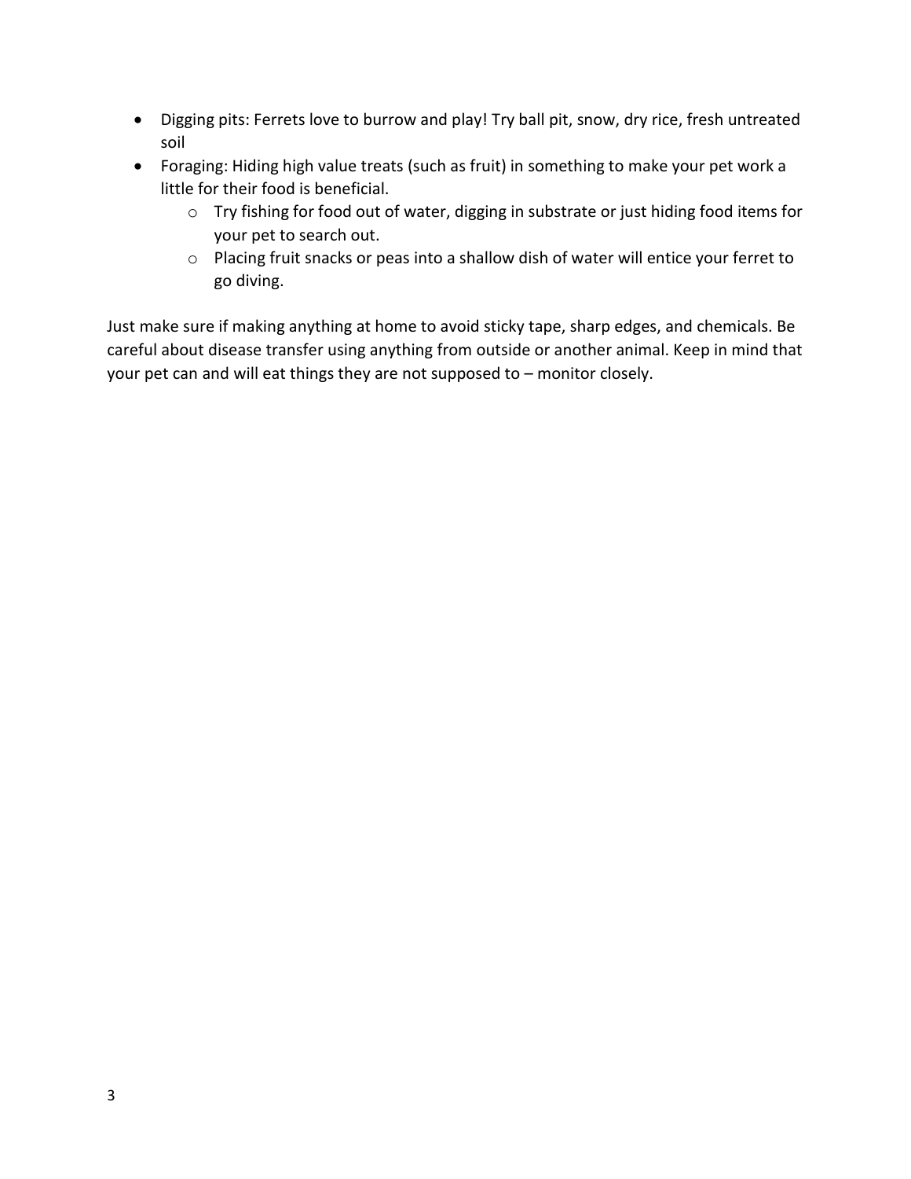- Digging pits: Ferrets love to burrow and play! Try ball pit, snow, dry rice, fresh untreated soil
- Foraging: Hiding high value treats (such as fruit) in something to make your pet work a little for their food is beneficial.
  - Try fishing for food out of water, digging in substrate or just hiding food items for your pet to search out.
  - Placing fruit snacks or peas into a shallow dish of water will entice your ferret to go diving.

Just make sure if making anything at home to avoid sticky tape, sharp edges, and chemicals. Be careful about disease transfer using anything from outside or another animal. Keep in mind that your pet can and will eat things they are not supposed to – monitor closely.